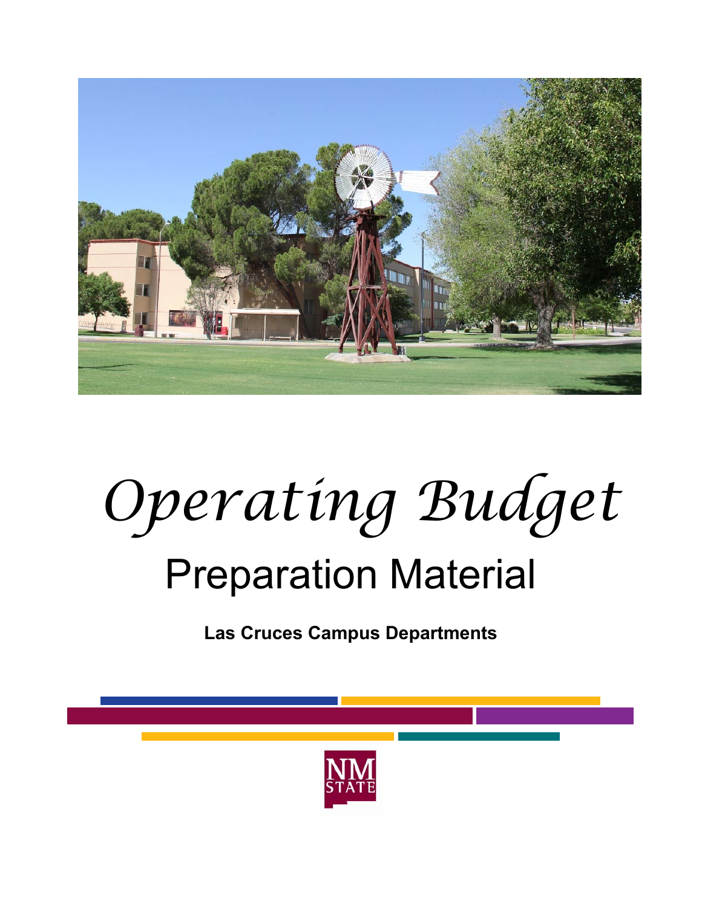# *Operating Budget*

## Preparation Material

**Las Cruces Campus Departments**

NM STATE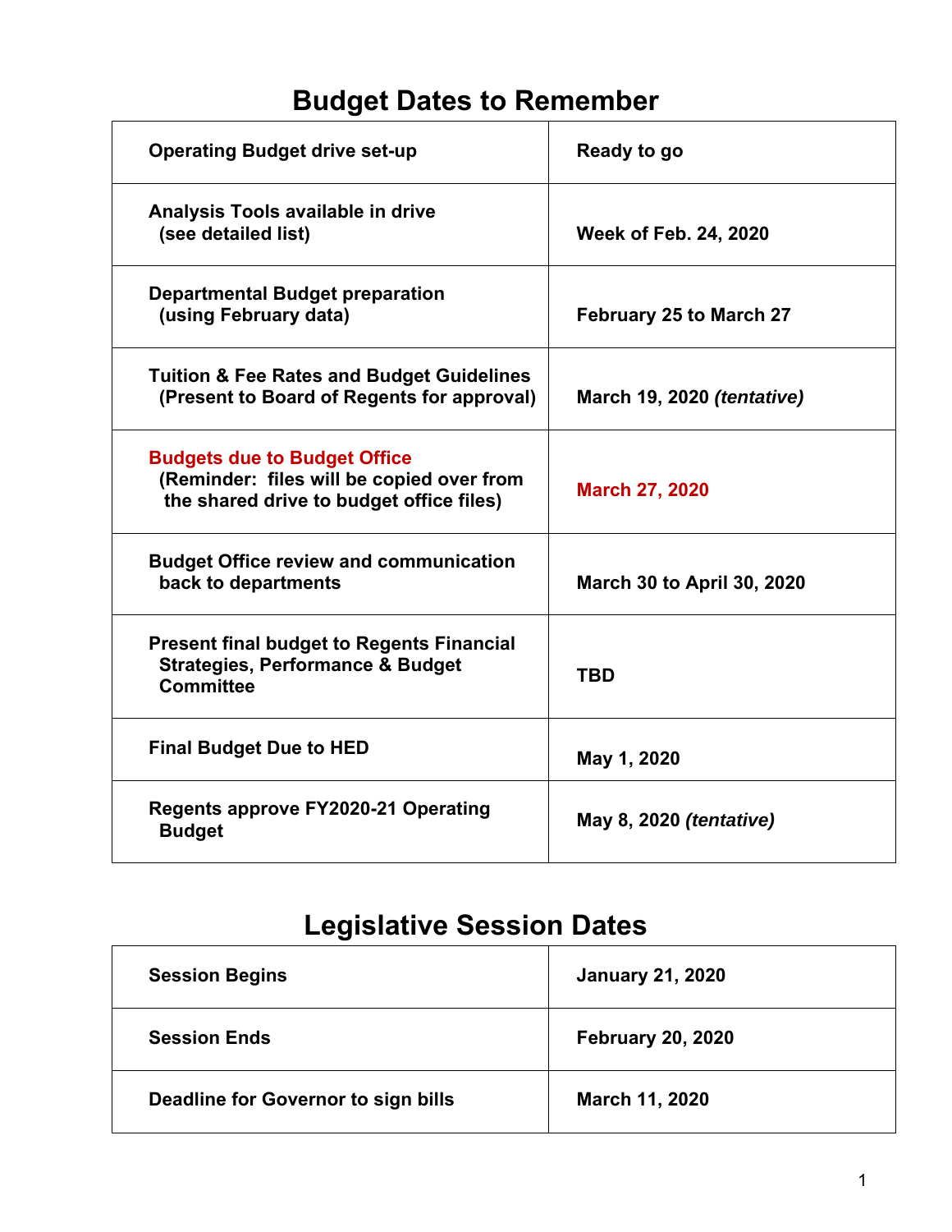# Budget Dates to Remember

| | |
|---|---|
| **Operating Budget drive set-up** | **Ready to go** |
| **Analysis Tools available in drive (see detailed list)** | **Week of Feb. 24, 2020** |
| **Departmental Budget preparation (using February data)** | **February 25 to March 27** |
| **Tuition & Fee Rates and Budget Guidelines (Present to Board of Regents for approval)** | **March 19, 2020 *(tentative)*** |
| **Budgets due to Budget Office (Reminder: files will be copied over from the shared drive to budget office files)** | **March 27, 2020** |
| **Budget Office review and communication back to departments** | **March 30 to April 30, 2020** |
| **Present final budget to Regents Financial Strategies, Performance & Budget Committee** | **TBD** |
| **Final Budget Due to HED** | **May 1, 2020** |
| **Regents approve FY2020-21 Operating Budget** | **May 8, 2020 *(tentative)*** |

# Legislative Session Dates

| | |
|---|---|
| **Session Begins** | **January 21, 2020** |
| **Session Ends** | **February 20, 2020** |
| **Deadline for Governor to sign bills** | **March 11, 2020** |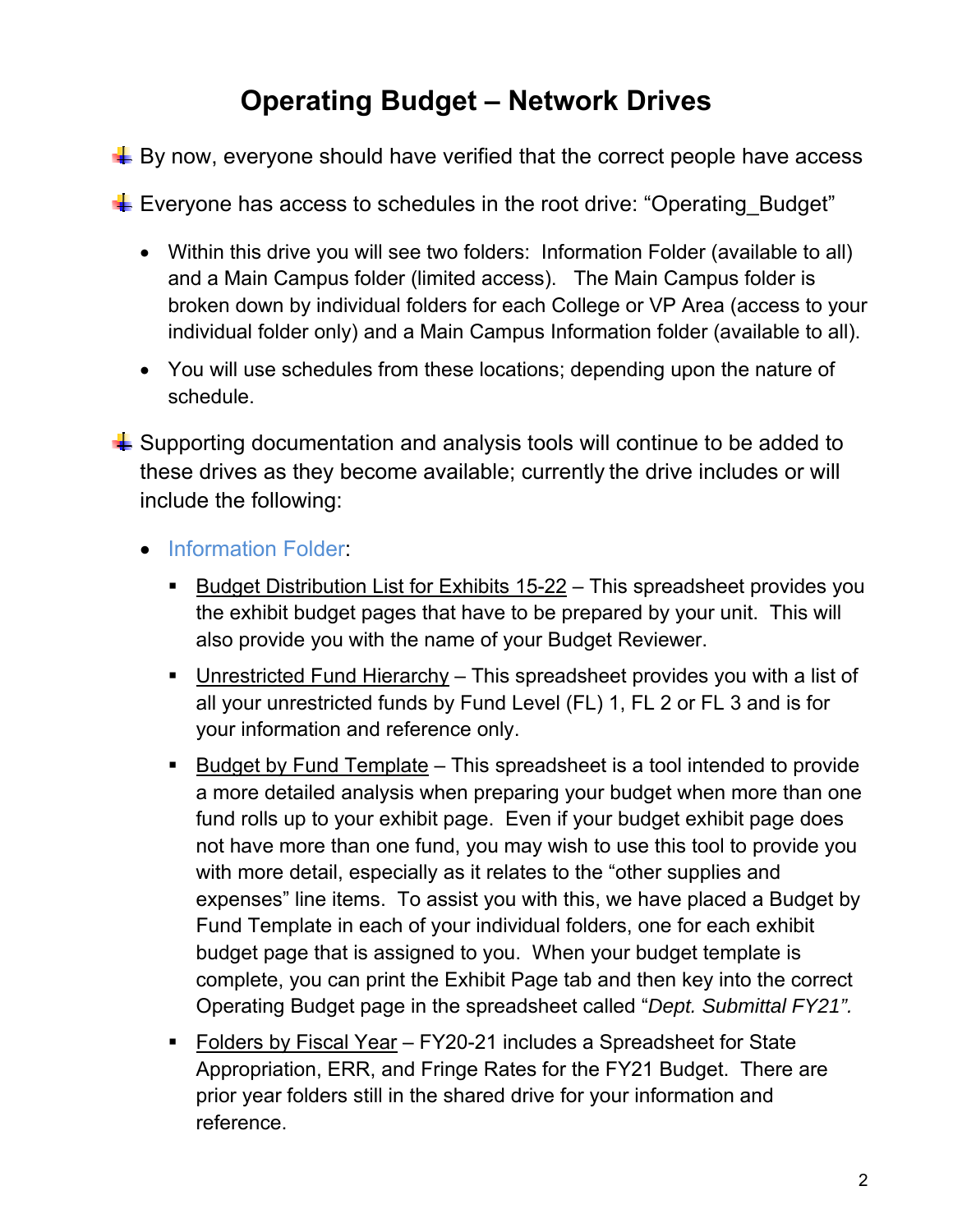# Operating Budget – Network Drives

- By now, everyone should have verified that the correct people have access
- Everyone has access to schedules in the root drive: "Operating_Budget"
  - Within this drive you will see two folders: Information Folder (available to all) and a Main Campus folder (limited access). The Main Campus folder is broken down by individual folders for each College or VP Area (access to your individual folder only) and a Main Campus Information folder (available to all).
  - You will use schedules from these locations; depending upon the nature of schedule.
- Supporting documentation and analysis tools will continue to be added to these drives as they become available; currently the drive includes or will include the following:
  - Information Folder:
    - Budget Distribution List for Exhibits 15-22 – This spreadsheet provides you the exhibit budget pages that have to be prepared by your unit. This will also provide you with the name of your Budget Reviewer.
    - Unrestricted Fund Hierarchy – This spreadsheet provides you with a list of all your unrestricted funds by Fund Level (FL) 1, FL 2 or FL 3 and is for your information and reference only.
    - Budget by Fund Template – This spreadsheet is a tool intended to provide a more detailed analysis when preparing your budget when more than one fund rolls up to your exhibit page. Even if your budget exhibit page does not have more than one fund, you may wish to use this tool to provide you with more detail, especially as it relates to the "other supplies and expenses" line items. To assist you with this, we have placed a Budget by Fund Template in each of your individual folders, one for each exhibit budget page that is assigned to you. When your budget template is complete, you can print the Exhibit Page tab and then key into the correct Operating Budget page in the spreadsheet called "*Dept. Submittal FY21".*
    - Folders by Fiscal Year – FY20-21 includes a Spreadsheet for State Appropriation, ERR, and Fringe Rates for the FY21 Budget. There are prior year folders still in the shared drive for your information and reference.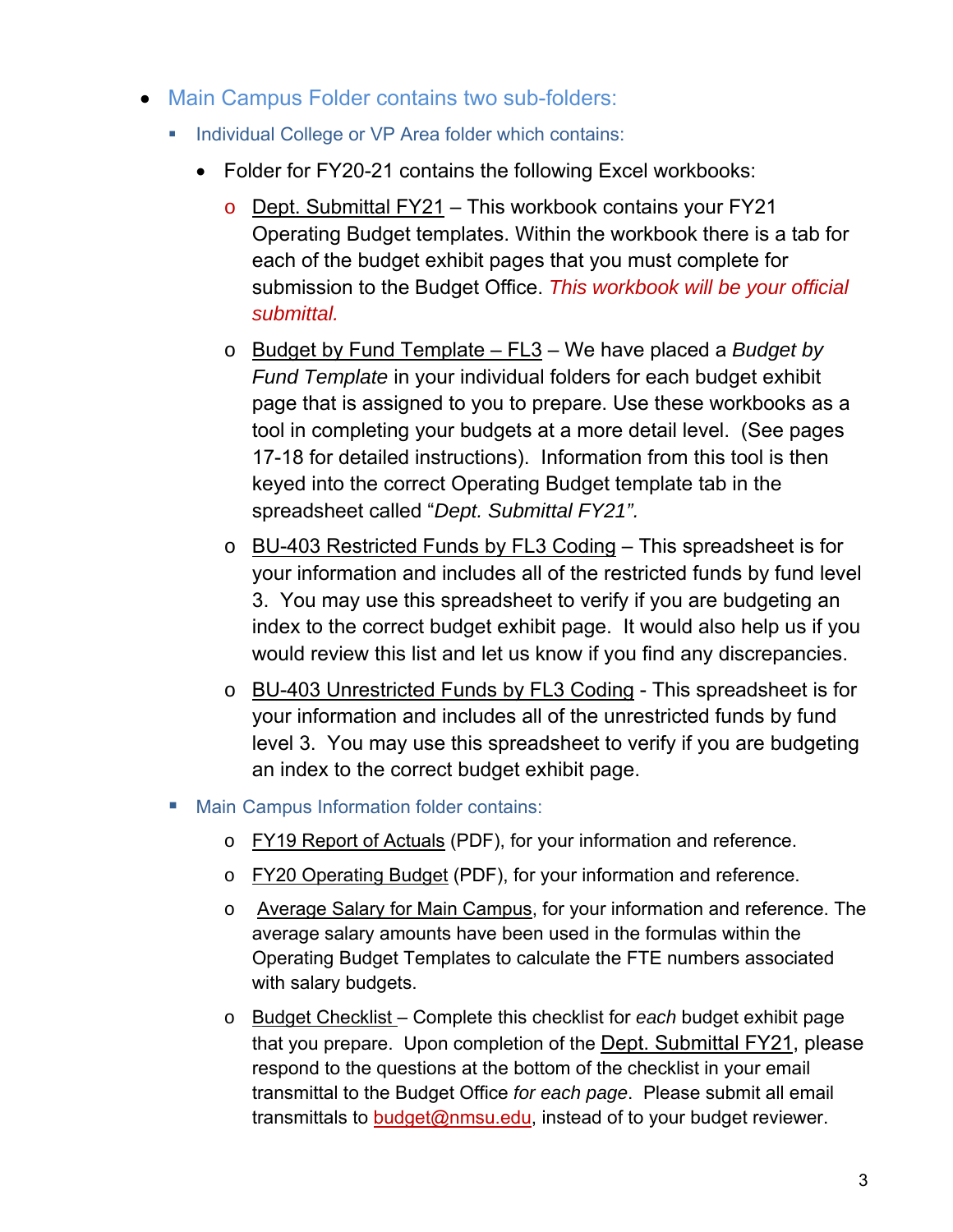- Main Campus Folder contains two sub-folders:
  - Individual College or VP Area folder which contains:
    - Folder for FY20-21 contains the following Excel workbooks:
      - Dept. Submittal FY21 – This workbook contains your FY21 Operating Budget templates. Within the workbook there is a tab for each of the budget exhibit pages that you must complete for submission to the Budget Office. *This workbook will be your official submittal.*
      - Budget by Fund Template – FL3 – We have placed a *Budget by Fund Template* in your individual folders for each budget exhibit page that is assigned to you to prepare. Use these workbooks as a tool in completing your budgets at a more detail level. (See pages 17-18 for detailed instructions). Information from this tool is then keyed into the correct Operating Budget template tab in the spreadsheet called "*Dept. Submittal FY21".*
      - BU-403 Restricted Funds by FL3 Coding – This spreadsheet is for your information and includes all of the restricted funds by fund level 3. You may use this spreadsheet to verify if you are budgeting an index to the correct budget exhibit page. It would also help us if you would review this list and let us know if you find any discrepancies.
      - BU-403 Unrestricted Funds by FL3 Coding - This spreadsheet is for your information and includes all of the unrestricted funds by fund level 3. You may use this spreadsheet to verify if you are budgeting an index to the correct budget exhibit page.
  - Main Campus Information folder contains:
    - FY19 Report of Actuals (PDF), for your information and reference.
    - FY20 Operating Budget (PDF), for your information and reference.
    - Average Salary for Main Campus, for your information and reference. The average salary amounts have been used in the formulas within the Operating Budget Templates to calculate the FTE numbers associated with salary budgets.
    - Budget Checklist – Complete this checklist for *each* budget exhibit page that you prepare. Upon completion of the Dept. Submittal FY21, please respond to the questions at the bottom of the checklist in your email transmittal to the Budget Office *for each page*. Please submit all email transmittals to budget@nmsu.edu, instead of to your budget reviewer.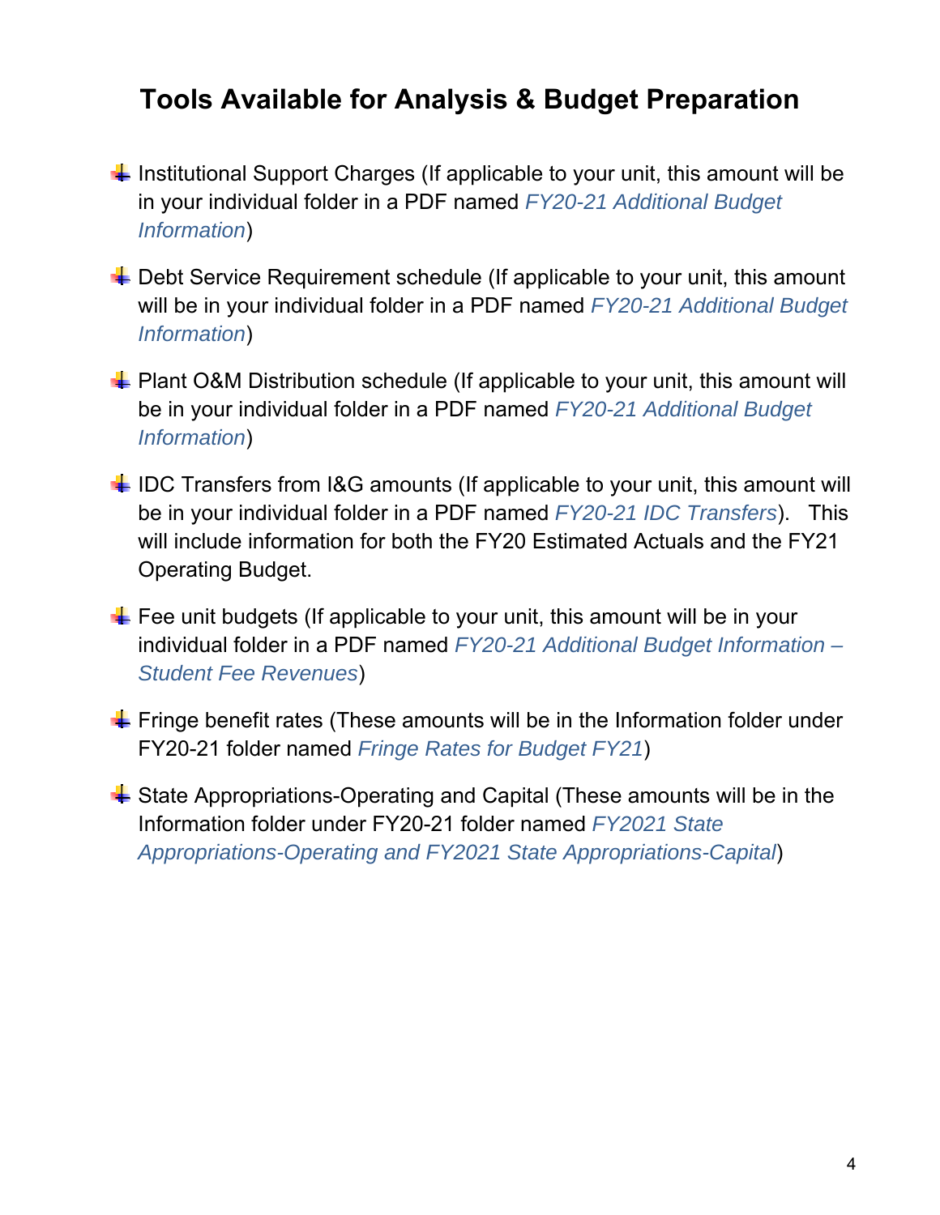# Tools Available for Analysis & Budget Preparation

- Institutional Support Charges (If applicable to your unit, this amount will be in your individual folder in a PDF named *FY20-21 Additional Budget Information*)

- Debt Service Requirement schedule (If applicable to your unit, this amount will be in your individual folder in a PDF named *FY20-21 Additional Budget Information*)

- Plant O&M Distribution schedule (If applicable to your unit, this amount will be in your individual folder in a PDF named *FY20-21 Additional Budget Information*)

- IDC Transfers from I&G amounts (If applicable to your unit, this amount will be in your individual folder in a PDF named *FY20-21 IDC Transfers*). This will include information for both the FY20 Estimated Actuals and the FY21 Operating Budget.

- Fee unit budgets (If applicable to your unit, this amount will be in your individual folder in a PDF named *FY20-21 Additional Budget Information – Student Fee Revenues*)

- Fringe benefit rates (These amounts will be in the Information folder under FY20-21 folder named *Fringe Rates for Budget FY21*)

- State Appropriations-Operating and Capital (These amounts will be in the Information folder under FY20-21 folder named *FY2021 State Appropriations-Operating and FY2021 State Appropriations-Capital*)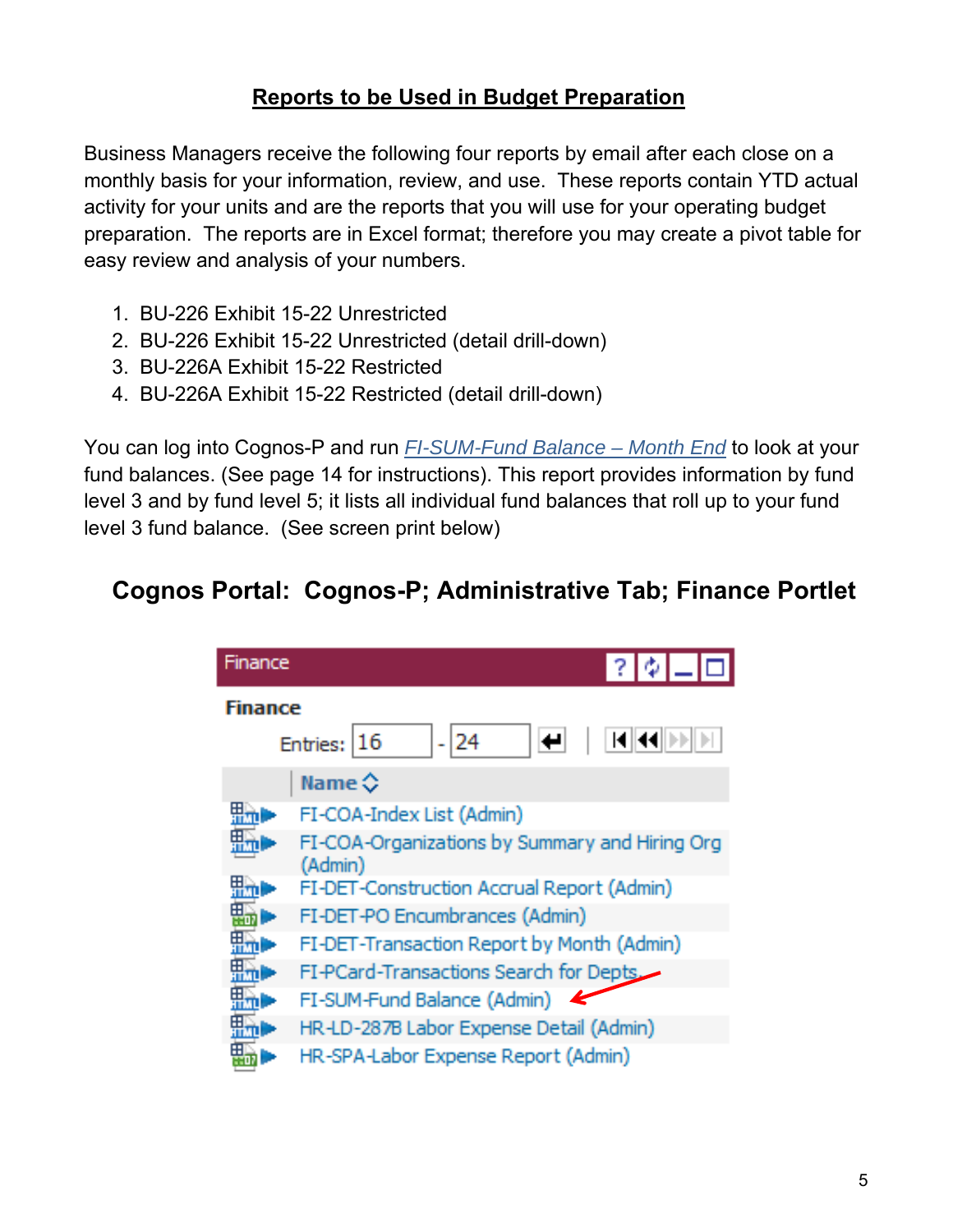# Reports to be Used in Budget Preparation

Business Managers receive the following four reports by email after each close on a monthly basis for your information, review, and use. These reports contain YTD actual activity for your units and are the reports that you will use for your operating budget preparation. The reports are in Excel format; therefore you may create a pivot table for easy review and analysis of your numbers.

1. BU-226 Exhibit 15-22 Unrestricted
2. BU-226 Exhibit 15-22 Unrestricted (detail drill-down)
3. BU-226A Exhibit 15-22 Restricted
4. BU-226A Exhibit 15-22 Restricted (detail drill-down)

You can log into Cognos-P and run *FI-SUM-Fund Balance – Month End* to look at your fund balances. (See page 14 for instructions). This report provides information by fund level 3 and by fund level 5; it lists all individual fund balances that roll up to your fund level 3 fund balance. (See screen print below)

## Cognos Portal: Cognos-P; Administrative Tab; Finance Portlet

Finance

**Finance**

Entries: 16 - 24

Name

- FI-COA-Index List (Admin)
- FI-COA-Organizations by Summary and Hiring Org (Admin)
- FI-DET-Construction Accrual Report (Admin)
- FI-DET-PO Encumbrances (Admin)
- FI-DET-Transaction Report by Month (Admin)
- FI-PCard-Transactions Search for Depts
- FI-SUM-Fund Balance (Admin)
- HR-LD-287B Labor Expense Detail (Admin)
- HR-SPA-Labor Expense Report (Admin)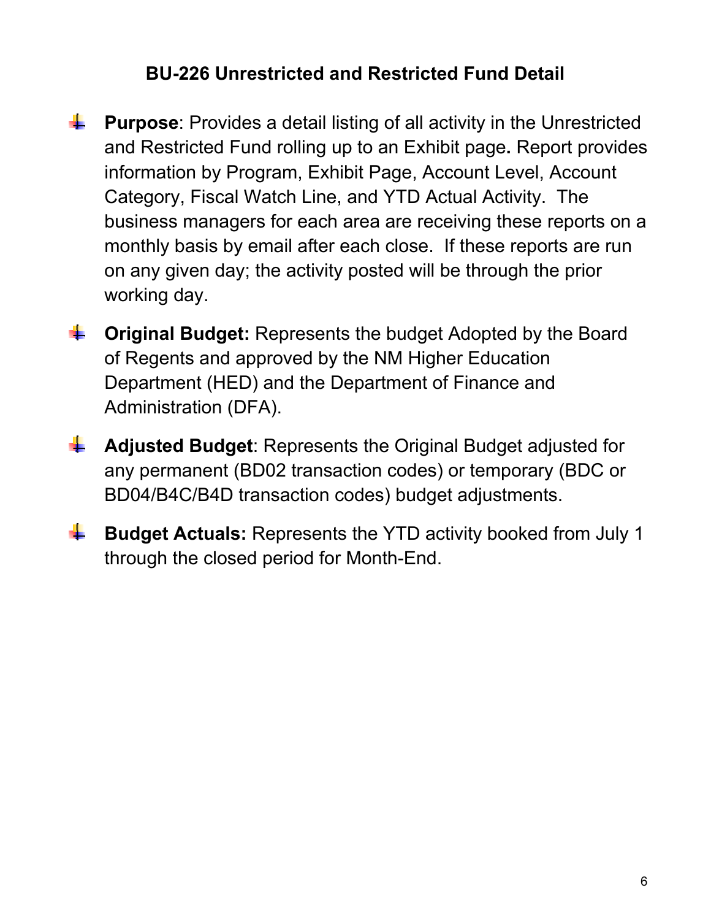## BU-226 Unrestricted and Restricted Fund Detail

- **Purpose**: Provides a detail listing of all activity in the Unrestricted and Restricted Fund rolling up to an Exhibit page**.** Report provides information by Program, Exhibit Page, Account Level, Account Category, Fiscal Watch Line, and YTD Actual Activity. The business managers for each area are receiving these reports on a monthly basis by email after each close. If these reports are run on any given day; the activity posted will be through the prior working day.

- **Original Budget:** Represents the budget Adopted by the Board of Regents and approved by the NM Higher Education Department (HED) and the Department of Finance and Administration (DFA).

- **Adjusted Budget**: Represents the Original Budget adjusted for any permanent (BD02 transaction codes) or temporary (BDC or BD04/B4C/B4D transaction codes) budget adjustments.

- **Budget Actuals:** Represents the YTD activity booked from July 1 through the closed period for Month-End.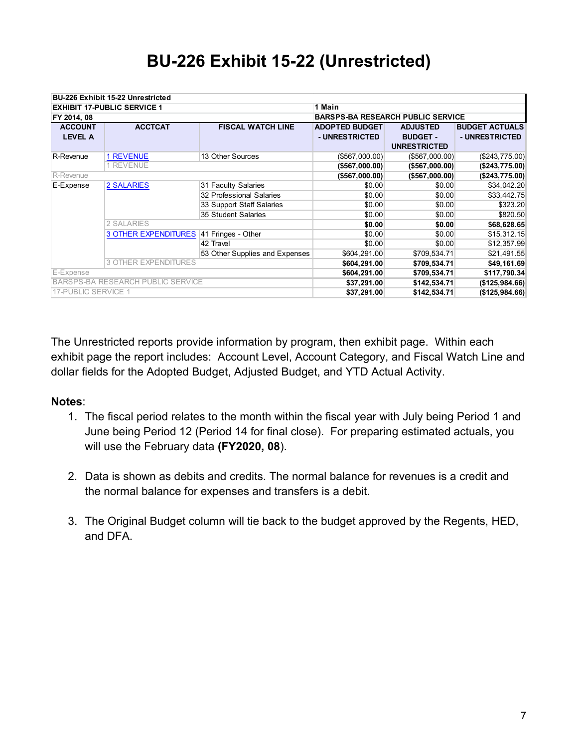# BU-226 Exhibit 15-22 (Unrestricted)

| BU-226 Exhibit 15-22 Unrestricted | | | | | |
|---|---|---|---|---|---|
| EXHIBIT 17-PUBLIC SERVICE 1 | | | 1 Main | | |
| FY 2014, 08 | | | BARSPS-BA RESEARCH PUBLIC SERVICE | | |
| ACCOUNT LEVEL A | ACCTCAT | FISCAL WATCH LINE | ADOPTED BUDGET - UNRESTRICTED | ADJUSTED BUDGET - UNRESTRICTED | BUDGET ACTUALS - UNRESTRICTED |
| R-Revenue | 1 REVENUE | 13 Other Sources | ($567,000.00) | ($567,000.00) | ($243,775.00) |
| | 1 REVENUE | | **($567,000.00)** | **($567,000.00)** | **($243,775.00)** |
| R-Revenue | | | **($567,000.00)** | **($567,000.00)** | **($243,775.00)** |
| E-Expense | 2 SALARIES | 31 Faculty Salaries | $0.00 | $0.00 | $34,042.20 |
| | | 32 Professional Salaries | $0.00 | $0.00 | $33,442.75 |
| | | 33 Support Staff Salaries | $0.00 | $0.00 | $323.20 |
| | | 35 Student Salaries | $0.00 | $0.00 | $820.50 |
| | 2 SALARIES | | **$0.00** | **$0.00** | **$68,628.65** |
| | 3 OTHER EXPENDITURES | 41 Fringes - Other | $0.00 | $0.00 | $15,312.15 |
| | | 42 Travel | $0.00 | $0.00 | $12,357.99 |
| | | 53 Other Supplies and Expenses | $604,291.00 | $709,534.71 | $21,491.55 |
| | 3 OTHER EXPENDITURES | | **$604,291.00** | **$709,534.71** | **$49,161.69** |
| E-Expense | | | **$604,291.00** | **$709,534.71** | **$117,790.34** |
| BARSPS-BA RESEARCH PUBLIC SERVICE | | | **$37,291.00** | **$142,534.71** | **($125,984.66)** |
| 17-PUBLIC SERVICE 1 | | | **$37,291.00** | **$142,534.71** | **($125,984.66)** |

The Unrestricted reports provide information by program, then exhibit page. Within each exhibit page the report includes: Account Level, Account Category, and Fiscal Watch Line and dollar fields for the Adopted Budget, Adjusted Budget, and YTD Actual Activity.

**Notes**:

1. The fiscal period relates to the month within the fiscal year with July being Period 1 and June being Period 12 (Period 14 for final close). For preparing estimated actuals, you will use the February data **(FY2020, 08**).

2. Data is shown as debits and credits. The normal balance for revenues is a credit and the normal balance for expenses and transfers is a debit.

3. The Original Budget column will tie back to the budget approved by the Regents, HED, and DFA.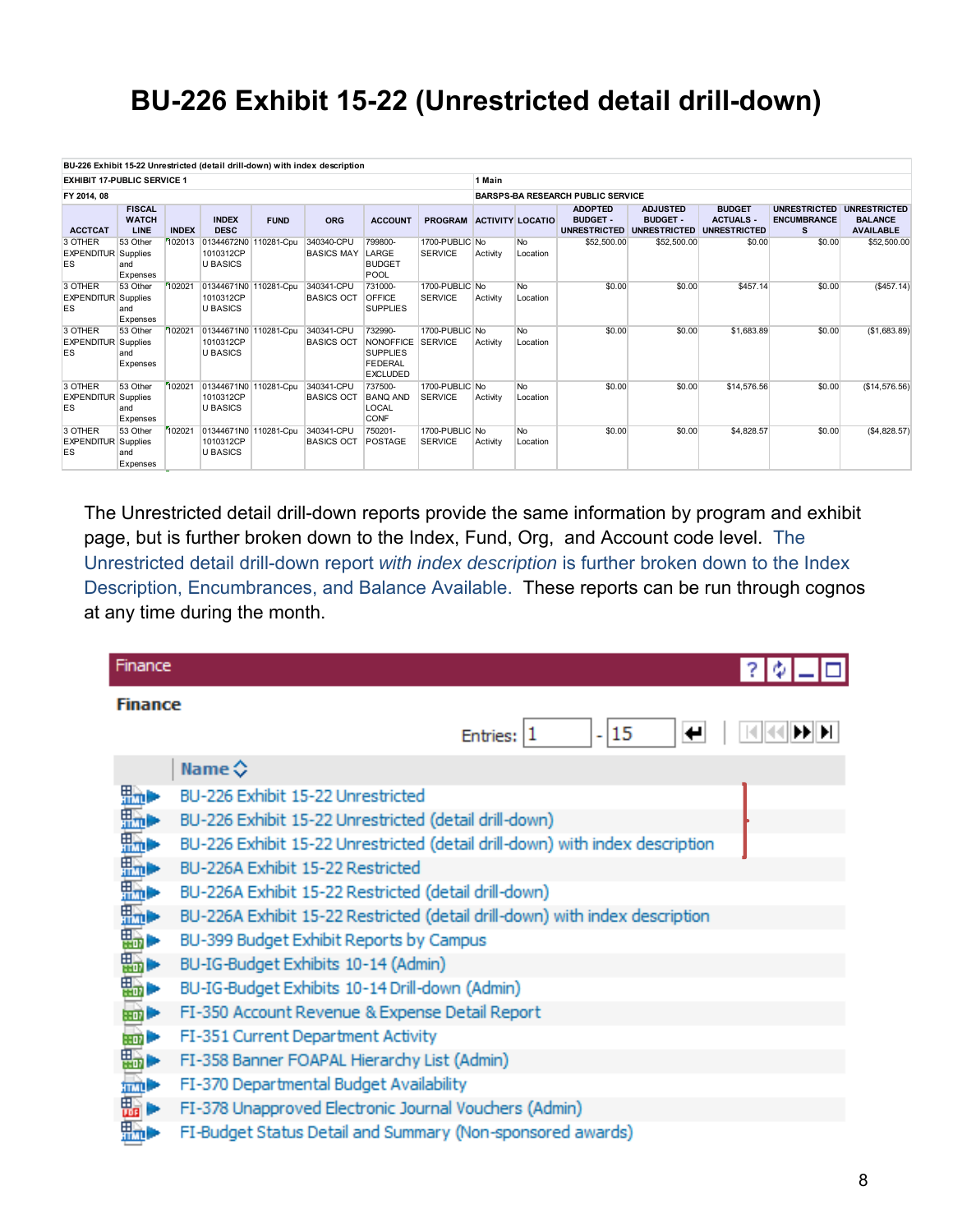# BU-226 Exhibit 15-22 (Unrestricted detail drill-down)

BU-226 Exhibit 15-22 Unrestricted (detail drill-down) with index description

EXHIBIT 17-PUBLIC SERVICE 1 — 1 Main

FY 2014, 08 — BARSPS-BA RESEARCH PUBLIC SERVICE

| ACCTCAT | FISCAL WATCH LINE | INDEX | INDEX DESC | FUND | ORG | ACCOUNT | PROGRAM | ACTIVITY | LOCATIO | ADOPTED BUDGET - UNRESTRICTED | ADJUSTED BUDGET - UNRESTRICTED | BUDGET ACTUALS - UNRESTRICTED | UNRESTRICTED ENCUMBRANCES | UNRESTRICTED BALANCE AVAILABLE |
|---|---|---|---|---|---|---|---|---|---|---|---|---|---|---|
| 3 OTHER EXPENDITURES | 53 Other Supplies and Expenses | 102013 | 01344672N0 1010312CPU BASICS | 110281-Cpu | 340340-CPU BASICS MAY | 799800-LARGE BUDGET POOL | 1700-PUBLIC SERVICE | No Activity | No Location | $52,500.00 | $52,500.00 | $0.00 | $0.00 | $52,500.00 |
| 3 OTHER EXPENDITURES | 53 Other Supplies and Expenses | 102021 | 01344671N0 1010312CPU BASICS | 110281-Cpu | 340341-CPU BASICS OCT | 731000-OFFICE SUPPLIES | 1700-PUBLIC SERVICE | No Activity | No Location | $0.00 | $0.00 | $457.14 | $0.00 | ($457.14) |
| 3 OTHER EXPENDITURES | 53 Other Supplies and Expenses | 102021 | 01344671N0 1010312CPU BASICS | 110281-Cpu | 340341-CPU BASICS OCT | 732990-NONOFFICE SUPPLIES FEDERAL EXCLUDED | 1700-PUBLIC SERVICE | No Activity | No Location | $0.00 | $0.00 | $1,683.89 | $0.00 | ($1,683.89) |
| 3 OTHER EXPENDITURES | 53 Other Supplies and Expenses | 102021 | 01344671N0 1010312CPU BASICS | 110281-Cpu | 340341-CPU BASICS OCT | 737500-BANQ AND LOCAL CONF | 1700-PUBLIC SERVICE | No Activity | No Location | $0.00 | $0.00 | $14,576.56 | $0.00 | ($14,576.56) |
| 3 OTHER EXPENDITURES | 53 Other Supplies and Expenses | 102021 | 01344671N0 1010312CPU BASICS | 110281-Cpu | 340341-CPU BASICS OCT | 750201-POSTAGE | 1700-PUBLIC SERVICE | No Activity | No Location | $0.00 | $0.00 | $4,828.57 | $0.00 | ($4,828.57) |

The Unrestricted detail drill-down reports provide the same information by program and exhibit page, but is further broken down to the Index, Fund, Org, and Account code level. The Unrestricted detail drill-down report *with index description* is further broken down to the Index Description, Encumbrances, and Balance Available. These reports can be run through cognos at any time during the month.

Finance

**Finance**

Entries: 1 - 15

**Name**

- BU-226 Exhibit 15-22 Unrestricted
- BU-226 Exhibit 15-22 Unrestricted (detail drill-down)
- BU-226 Exhibit 15-22 Unrestricted (detail drill-down) with index description
- BU-226A Exhibit 15-22 Restricted
- BU-226A Exhibit 15-22 Restricted (detail drill-down)
- BU-226A Exhibit 15-22 Restricted (detail drill-down) with index description
- BU-399 Budget Exhibit Reports by Campus
- BU-IG-Budget Exhibits 10-14 (Admin)
- BU-IG-Budget Exhibits 10-14 Drill-down (Admin)
- FI-350 Account Revenue & Expense Detail Report
- FI-351 Current Department Activity
- FI-358 Banner FOAPAL Hierarchy List (Admin)
- FI-370 Departmental Budget Availability
- FI-378 Unapproved Electronic Journal Vouchers (Admin)
- FI-Budget Status Detail and Summary (Non-sponsored awards)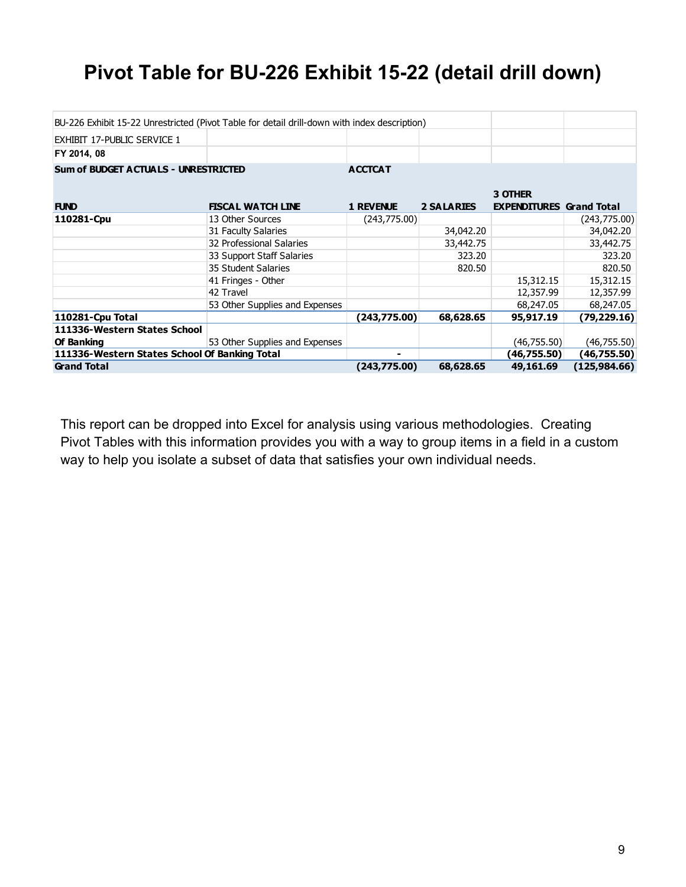# Pivot Table for BU-226 Exhibit 15-22 (detail drill down)

| | | | | | |
|---|---|---|---|---|---|
| BU-226 Exhibit 15-22 Unrestricted (Pivot Table for detail drill-down with index description) | | | | | |
| EXHIBIT 17-PUBLIC SERVICE 1 | | | | | |
| **FY 2014, 08** | | | | | |
| **Sum of BUDGET ACTUALS - UNRESTRICTED** | | **ACCTCAT** | | | |
| **FUND** | **FISCAL WATCH LINE** | **1 REVENUE** | **2 SALARIES** | **3 OTHER EXPENDITURES** | **Grand Total** |
| **110281-Cpu** | 13 Other Sources | (243,775.00) | | | (243,775.00) |
| | 31 Faculty Salaries | | 34,042.20 | | 34,042.20 |
| | 32 Professional Salaries | | 33,442.75 | | 33,442.75 |
| | 33 Support Staff Salaries | | 323.20 | | 323.20 |
| | 35 Student Salaries | | 820.50 | | 820.50 |
| | 41 Fringes - Other | | | 15,312.15 | 15,312.15 |
| | 42 Travel | | | 12,357.99 | 12,357.99 |
| | 53 Other Supplies and Expenses | | | 68,247.05 | 68,247.05 |
| **110281-Cpu Total** | | **(243,775.00)** | **68,628.65** | **95,917.19** | **(79,229.16)** |
| **111336-Western States School Of Banking** | 53 Other Supplies and Expenses | | | (46,755.50) | (46,755.50) |
| **111336-Western States School Of Banking Total** | | **-** | | **(46,755.50)** | **(46,755.50)** |
| **Grand Total** | | **(243,775.00)** | **68,628.65** | **49,161.69** | **(125,984.66)** |

This report can be dropped into Excel for analysis using various methodologies. Creating Pivot Tables with this information provides you with a way to group items in a field in a custom way to help you isolate a subset of data that satisfies your own individual needs.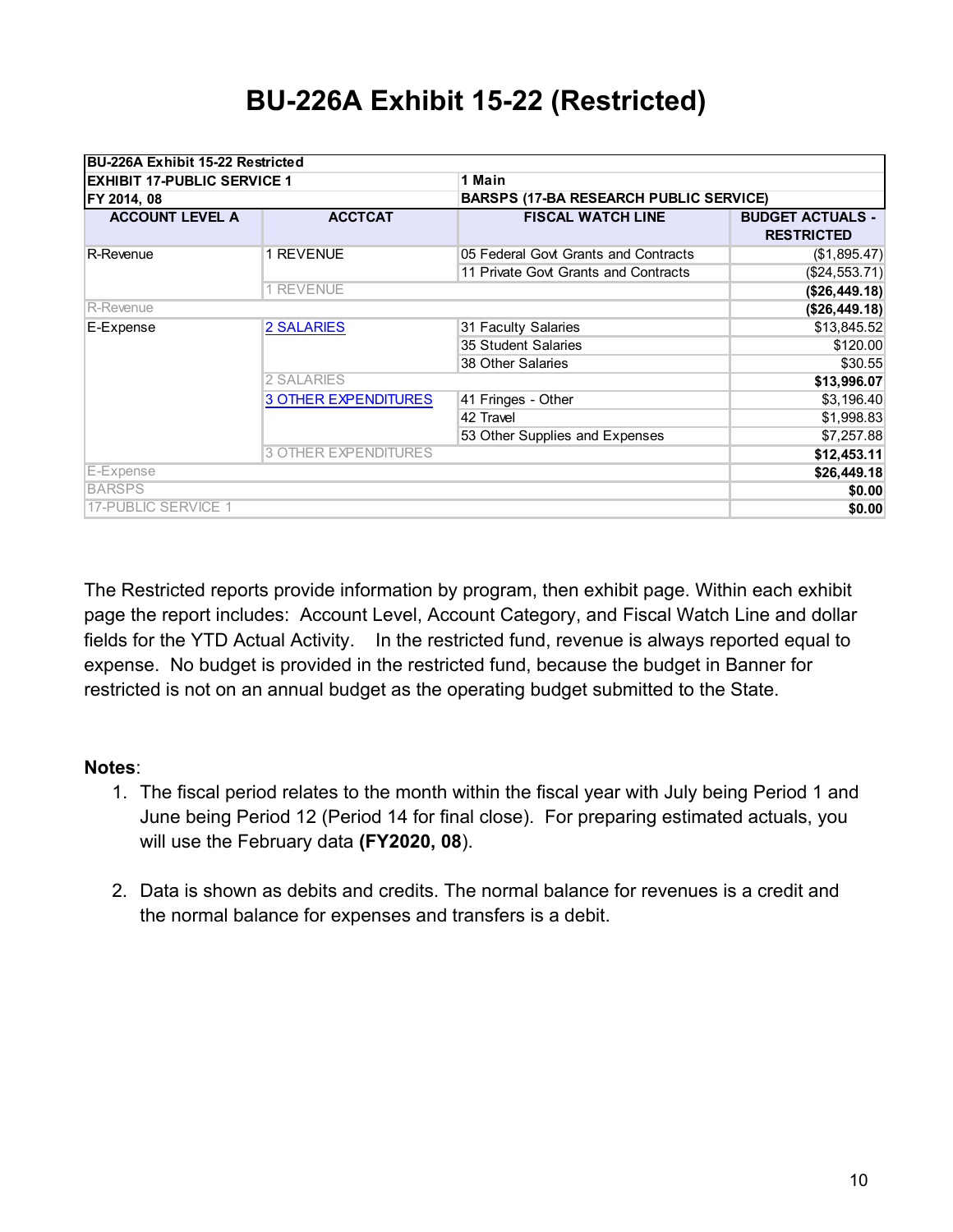# BU-226A Exhibit 15-22 (Restricted)

| BU-226A Exhibit 15-22 Restricted | | | |
|---|---|---|---|
| EXHIBIT 17-PUBLIC SERVICE 1 | | 1 Main | |
| FY 2014, 08 | | BARSPS (17-BA RESEARCH PUBLIC SERVICE) | |
| **ACCOUNT LEVEL A** | **ACCTCAT** | **FISCAL WATCH LINE** | **BUDGET ACTUALS - RESTRICTED** |
| R-Revenue | 1 REVENUE | 05 Federal Govt Grants and Contracts | ($1,895.47) |
| | | 11 Private Govt Grants and Contracts | ($24,553.71) |
| | 1 REVENUE | | **($26,449.18)** |
| R-Revenue | | | **($26,449.18)** |
| E-Expense | 2 SALARIES | 31 Faculty Salaries | $13,845.52 |
| | | 35 Student Salaries | $120.00 |
| | | 38 Other Salaries | $30.55 |
| | 2 SALARIES | | **$13,996.07** |
| | 3 OTHER EXPENDITURES | 41 Fringes - Other | $3,196.40 |
| | | 42 Travel | $1,998.83 |
| | | 53 Other Supplies and Expenses | $7,257.88 |
| | 3 OTHER EXPENDITURES | | **$12,453.11** |
| E-Expense | | | **$26,449.18** |
| BARSPS | | | **$0.00** |
| 17-PUBLIC SERVICE 1 | | | **$0.00** |

The Restricted reports provide information by program, then exhibit page. Within each exhibit page the report includes: Account Level, Account Category, and Fiscal Watch Line and dollar fields for the YTD Actual Activity. In the restricted fund, revenue is always reported equal to expense. No budget is provided in the restricted fund, because the budget in Banner for restricted is not on an annual budget as the operating budget submitted to the State.

**Notes**:

1. The fiscal period relates to the month within the fiscal year with July being Period 1 and June being Period 12 (Period 14 for final close). For preparing estimated actuals, you will use the February data **(FY2020, 08**).

2. Data is shown as debits and credits. The normal balance for revenues is a credit and the normal balance for expenses and transfers is a debit.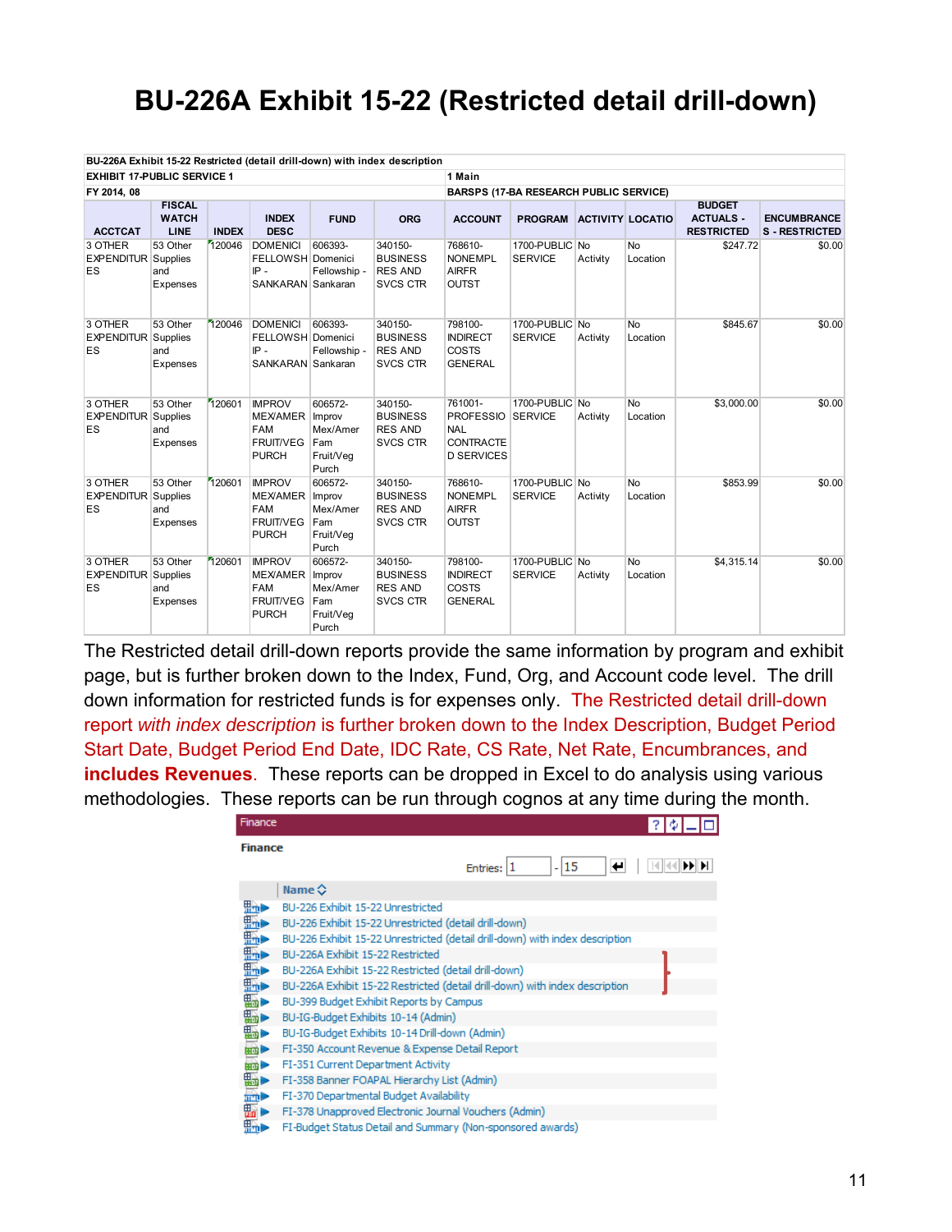# BU-226A Exhibit 15-22 (Restricted detail drill-down)

| BU-226A Exhibit 15-22 Restricted (detail drill-down) with index description | | | | | | | | | | | |
|---|---|---|---|---|---|---|---|---|---|---|---|
| EXHIBIT 17-PUBLIC SERVICE 1 | | | | | | 1 Main | | | | | |
| FY 2014, 08 | | | | | | BARSPS (17-BA RESEARCH PUBLIC SERVICE) | | | | | |
| ACCTCAT | FISCAL WATCH LINE | INDEX | INDEX DESC | FUND | ORG | ACCOUNT | PROGRAM | ACTIVITY | LOCATIO | BUDGET ACTUALS - RESTRICTED | ENCUMBRANCES - RESTRICTED |
| 3 OTHER EXPENDITURES | 53 Other Supplies and Expenses | 120046 | DOMENICI FELLOWSHIP - SANKARAN | 606393-Domenici Fellowship - Sankaran | 340150-BUSINESS RES AND SVCS CTR | 768610-NONEMPL AIRFR OUTST | 1700-PUBLIC SERVICE | No Activity | No Location | $247.72 | $0.00 |
| 3 OTHER EXPENDITURES | 53 Other Supplies and Expenses | 120046 | DOMENICI FELLOWSHIP - SANKARAN | 606393-Domenici Fellowship - Sankaran | 340150-BUSINESS RES AND SVCS CTR | 798100-INDIRECT COSTS GENERAL | 1700-PUBLIC SERVICE | No Activity | No Location | $845.67 | $0.00 |
| 3 OTHER EXPENDITURES | 53 Other Supplies and Expenses | 120601 | IMPROV MEX/AMER FAM FRUIT/VEG PURCH | 606572-Improv Mex/Amer Fam Fruit/Veg Purch | 340150-BUSINESS RES AND SVCS CTR | 761001-PROFESSIONAL CONTRACTED SERVICES | 1700-PUBLIC SERVICE | No Activity | No Location | $3,000.00 | $0.00 |
| 3 OTHER EXPENDITURES | 53 Other Supplies and Expenses | 120601 | IMPROV MEX/AMER FAM FRUIT/VEG PURCH | 606572-Improv Mex/Amer Fam Fruit/Veg Purch | 340150-BUSINESS RES AND SVCS CTR | 768610-NONEMPL AIRFR OUTST | 1700-PUBLIC SERVICE | No Activity | No Location | $853.99 | $0.00 |
| 3 OTHER EXPENDITURES | 53 Other Supplies and Expenses | 120601 | IMPROV MEX/AMER FAM FRUIT/VEG PURCH | 606572-Improv Mex/Amer Fam Fruit/Veg Purch | 340150-BUSINESS RES AND SVCS CTR | 798100-INDIRECT COSTS GENERAL | 1700-PUBLIC SERVICE | No Activity | No Location | $4,315.14 | $0.00 |

The Restricted detail drill-down reports provide the same information by program and exhibit page, but is further broken down to the Index, Fund, Org, and Account code level. The drill down information for restricted funds is for expenses only. The Restricted detail drill-down report *with index description* is further broken down to the Index Description, Budget Period Start Date, Budget Period End Date, IDC Rate, CS Rate, Net Rate, Encumbrances, and **includes Revenues**. These reports can be dropped in Excel to do analysis using various methodologies. These reports can be run through cognos at any time during the month.

Finance

Finance

Entries: 1 - 15

Name

- BU-226 Exhibit 15-22 Unrestricted
- BU-226 Exhibit 15-22 Unrestricted (detail drill-down)
- BU-226 Exhibit 15-22 Unrestricted (detail drill-down) with index description
- BU-226A Exhibit 15-22 Restricted
- BU-226A Exhibit 15-22 Restricted (detail drill-down)
- BU-226A Exhibit 15-22 Restricted (detail drill-down) with index description
- BU-399 Budget Exhibit Reports by Campus
- BU-IG-Budget Exhibits 10-14 (Admin)
- BU-IG-Budget Exhibits 10-14 Drill-down (Admin)
- FI-350 Account Revenue & Expense Detail Report
- FI-351 Current Department Activity
- FI-358 Banner FOAPAL Hierarchy List (Admin)
- FI-370 Departmental Budget Availability
- FI-378 Unapproved Electronic Journal Vouchers (Admin)
- FI-Budget Status Detail and Summary (Non-sponsored awards)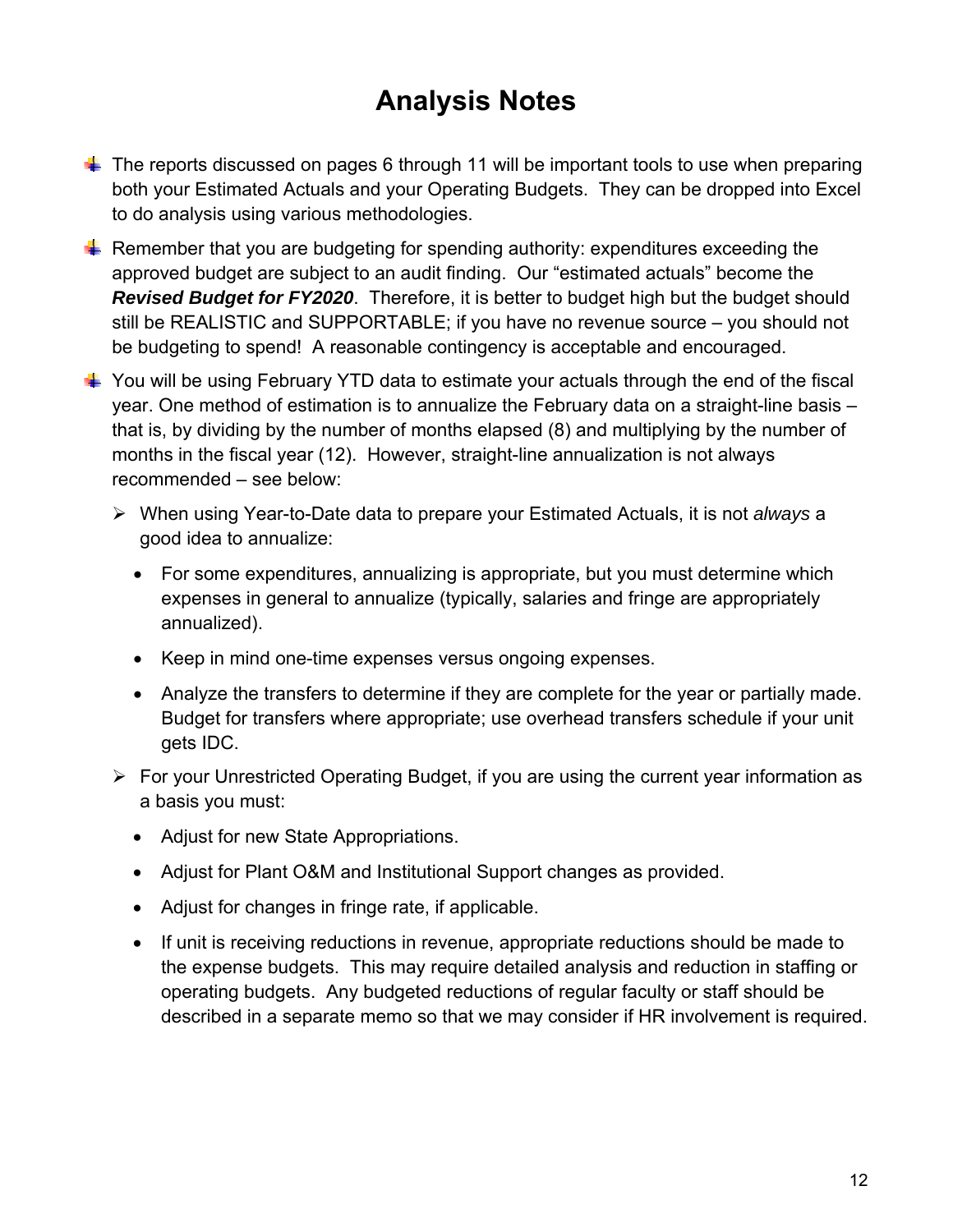# Analysis Notes

- The reports discussed on pages 6 through 11 will be important tools to use when preparing both your Estimated Actuals and your Operating Budgets. They can be dropped into Excel to do analysis using various methodologies.
- Remember that you are budgeting for spending authority: expenditures exceeding the approved budget are subject to an audit finding. Our "estimated actuals" become the ***Revised Budget for FY2020***. Therefore, it is better to budget high but the budget should still be REALISTIC and SUPPORTABLE; if you have no revenue source – you should not be budgeting to spend! A reasonable contingency is acceptable and encouraged.
- You will be using February YTD data to estimate your actuals through the end of the fiscal year. One method of estimation is to annualize the February data on a straight-line basis – that is, by dividing by the number of months elapsed (8) and multiplying by the number of months in the fiscal year (12). However, straight-line annualization is not always recommended – see below:
  - When using Year-to-Date data to prepare your Estimated Actuals, it is not *always* a good idea to annualize:
    - For some expenditures, annualizing is appropriate, but you must determine which expenses in general to annualize (typically, salaries and fringe are appropriately annualized).
    - Keep in mind one-time expenses versus ongoing expenses.
    - Analyze the transfers to determine if they are complete for the year or partially made. Budget for transfers where appropriate; use overhead transfers schedule if your unit gets IDC.
  - For your Unrestricted Operating Budget, if you are using the current year information as a basis you must:
    - Adjust for new State Appropriations.
    - Adjust for Plant O&M and Institutional Support changes as provided.
    - Adjust for changes in fringe rate, if applicable.
    - If unit is receiving reductions in revenue, appropriate reductions should be made to the expense budgets. This may require detailed analysis and reduction in staffing or operating budgets. Any budgeted reductions of regular faculty or staff should be described in a separate memo so that we may consider if HR involvement is required.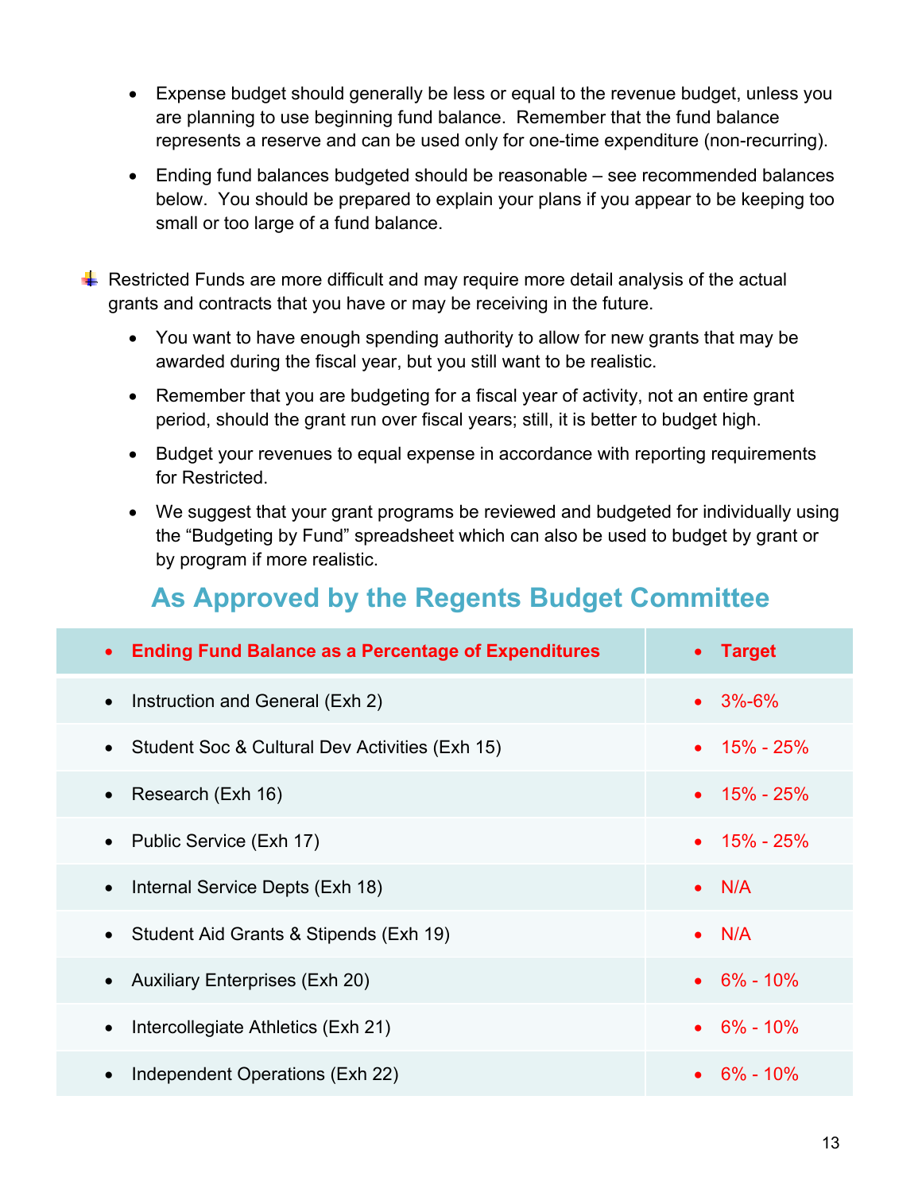- Expense budget should generally be less or equal to the revenue budget, unless you are planning to use beginning fund balance. Remember that the fund balance represents a reserve and can be used only for one-time expenditure (non-recurring).
- Ending fund balances budgeted should be reasonable – see recommended balances below. You should be prepared to explain your plans if you appear to be keeping too small or too large of a fund balance.

Restricted Funds are more difficult and may require more detail analysis of the actual grants and contracts that you have or may be receiving in the future.

- You want to have enough spending authority to allow for new grants that may be awarded during the fiscal year, but you still want to be realistic.
- Remember that you are budgeting for a fiscal year of activity, not an entire grant period, should the grant run over fiscal years; still, it is better to budget high.
- Budget your revenues to equal expense in accordance with reporting requirements for Restricted.
- We suggest that your grant programs be reviewed and budgeted for individually using the "Budgeting by Fund" spreadsheet which can also be used to budget by grant or by program if more realistic.

## As Approved by the Regents Budget Committee

| Ending Fund Balance as a Percentage of Expenditures | Target |
|---|---|
| Instruction and General (Exh 2) | 3%-6% |
| Student Soc & Cultural Dev Activities (Exh 15) | 15% - 25% |
| Research (Exh 16) | 15% - 25% |
| Public Service (Exh 17) | 15% - 25% |
| Internal Service Depts (Exh 18) | N/A |
| Student Aid Grants & Stipends (Exh 19) | N/A |
| Auxiliary Enterprises (Exh 20) | 6% - 10% |
| Intercollegiate Athletics (Exh 21) | 6% - 10% |
| Independent Operations (Exh 22) | 6% - 10% |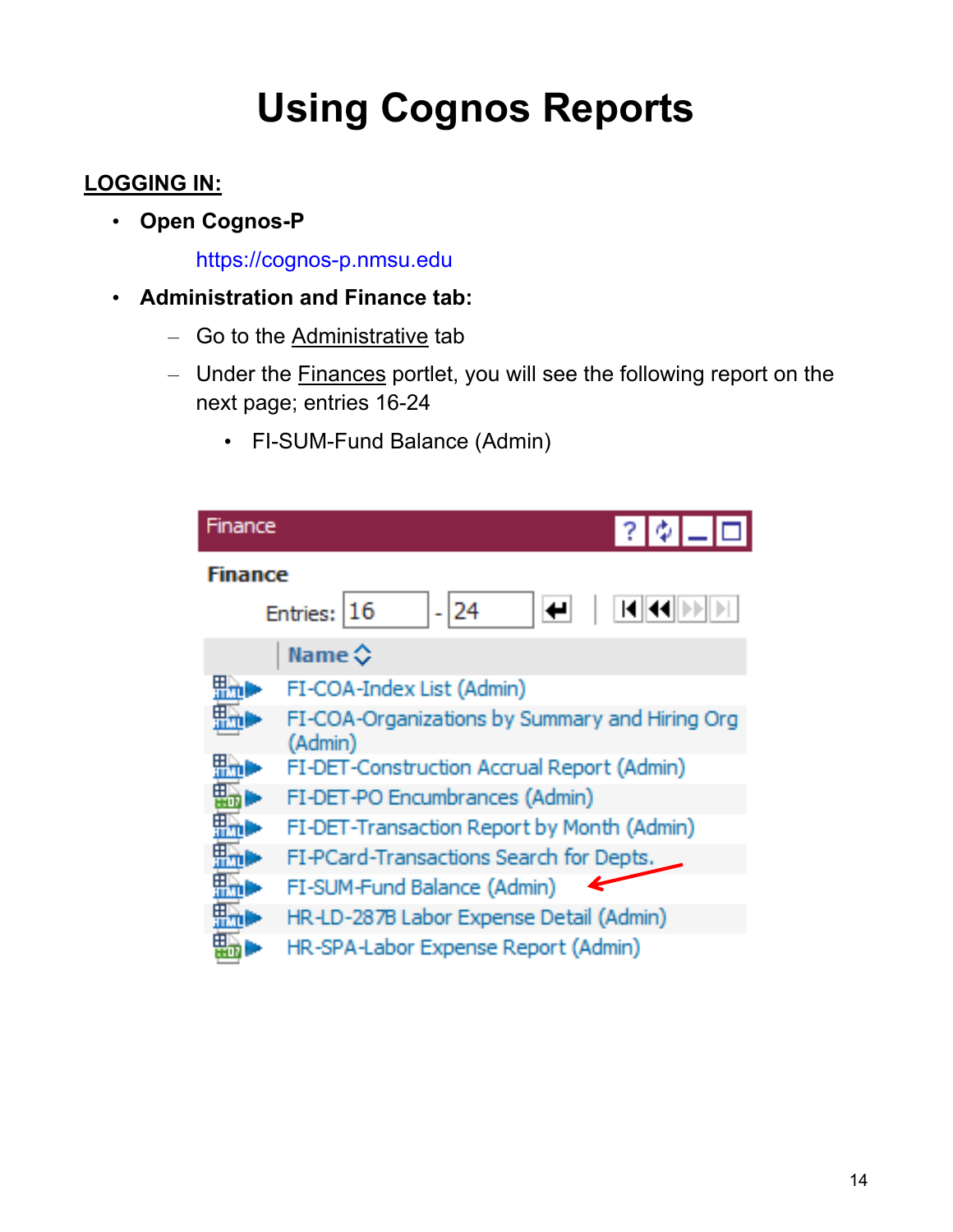# Using Cognos Reports

**LOGGING IN:**

- **Open Cognos-P**

  https://cognos-p.nmsu.edu

- **Administration and Finance tab:**
  - Go to the Administrative tab
  - Under the Finances portlet, you will see the following report on the next page; entries 16-24
    - FI-SUM-Fund Balance (Admin)

Finance

**Finance**

Entries: 16 - 24

**Name**

- FI-COA-Index List (Admin)
- FI-COA-Organizations by Summary and Hiring Org (Admin)
- FI-DET-Construction Accrual Report (Admin)
- FI-DET-PO Encumbrances (Admin)
- FI-DET-Transaction Report by Month (Admin)
- FI-PCard-Transactions Search for Depts.
- FI-SUM-Fund Balance (Admin)
- HR-LD-287B Labor Expense Detail (Admin)
- HR-SPA-Labor Expense Report (Admin)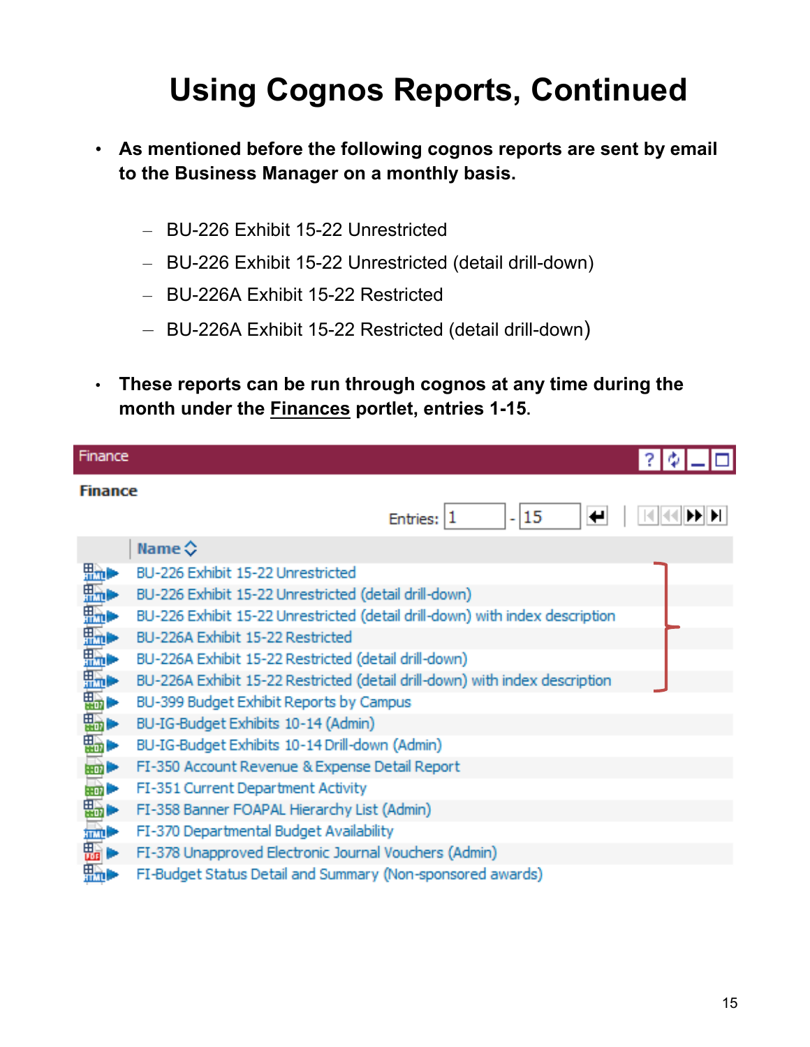# Using Cognos Reports, Continued

- **As mentioned before the following cognos reports are sent by email to the Business Manager on a monthly basis.**
  - BU-226 Exhibit 15-22 Unrestricted
  - BU-226 Exhibit 15-22 Unrestricted (detail drill-down)
  - BU-226A Exhibit 15-22 Restricted
  - BU-226A Exhibit 15-22 Restricted (detail drill-down)
- **These reports can be run through cognos at any time during the month under the Finances portlet, entries 1-15.**

Finance

**Finance**

Entries: 1 - 15

| Name |
|---|
| BU-226 Exhibit 15-22 Unrestricted |
| BU-226 Exhibit 15-22 Unrestricted (detail drill-down) |
| BU-226 Exhibit 15-22 Unrestricted (detail drill-down) with index description |
| BU-226A Exhibit 15-22 Restricted |
| BU-226A Exhibit 15-22 Restricted (detail drill-down) |
| BU-226A Exhibit 15-22 Restricted (detail drill-down) with index description |
| BU-399 Budget Exhibit Reports by Campus |
| BU-IG-Budget Exhibits 10-14 (Admin) |
| BU-IG-Budget Exhibits 10-14 Drill-down (Admin) |
| FI-350 Account Revenue & Expense Detail Report |
| FI-351 Current Department Activity |
| FI-358 Banner FOAPAL Hierarchy List (Admin) |
| FI-370 Departmental Budget Availability |
| FI-378 Unapproved Electronic Journal Vouchers (Admin) |
| FI-Budget Status Detail and Summary (Non-sponsored awards) |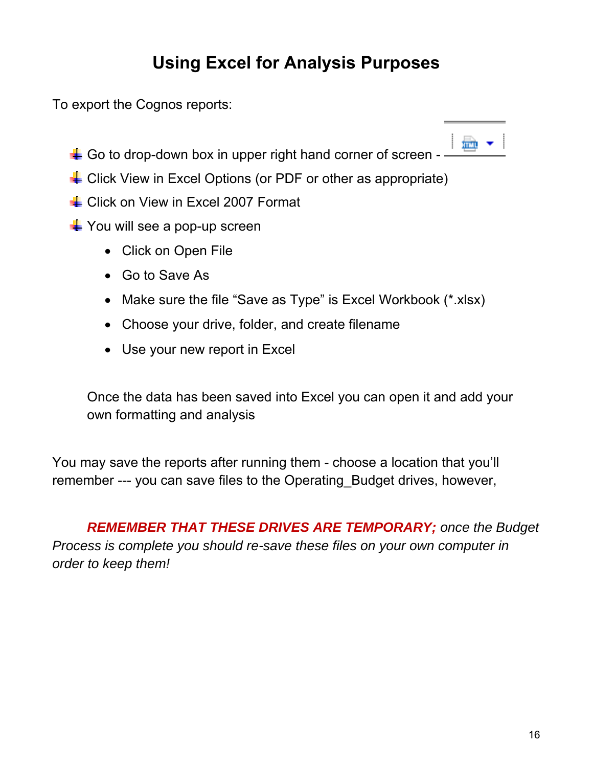# Using Excel for Analysis Purposes

To export the Cognos reports:

- Go to drop-down box in upper right hand corner of screen -
- Click View in Excel Options (or PDF or other as appropriate)
- Click on View in Excel 2007 Format
- You will see a pop-up screen
  - Click on Open File
  - Go to Save As
  - Make sure the file "Save as Type" is Excel Workbook (*.xlsx)
  - Choose your drive, folder, and create filename
  - Use your new report in Excel

Once the data has been saved into Excel you can open it and add your own formatting and analysis

You may save the reports after running them - choose a location that you'll remember --- you can save files to the Operating_Budget drives, however,

***REMEMBER THAT THESE DRIVES ARE TEMPORARY;*** *once the Budget Process is complete you should re-save these files on your own computer in order to keep them!*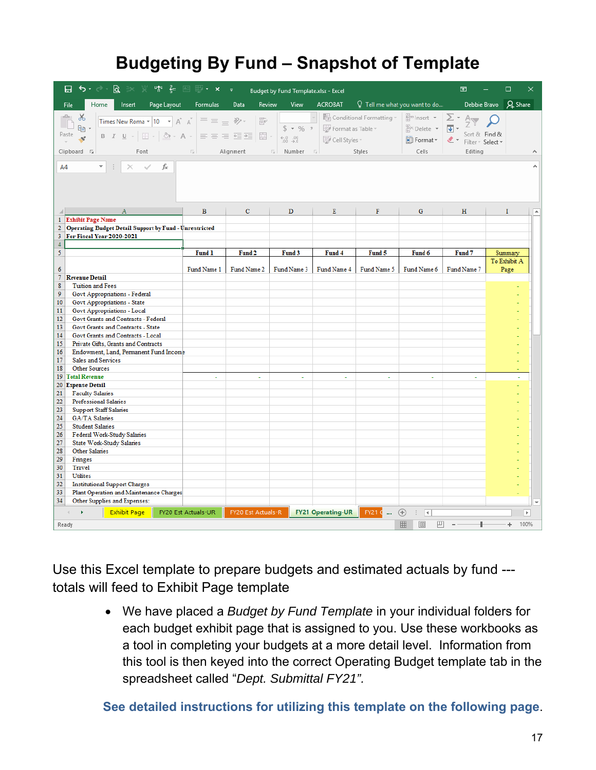# Budgeting By Fund – Snapshot of Template

| | A | B | C | D | E | F | G | H | I |
|---|---|---|---|---|---|---|---|---|---|
| 1 | Exhibit Page Name | | | | | | | | |
| 2 | Operating Budget Detail Support by Fund - Unrestricted | | | | | | | | |
| 3 | For Fiscal Year 2020-2021 | | | | | | | | |
| 4 | | | | | | | | | |
| 5 | | Fund 1 | Fund 2 | Fund 3 | Fund 4 | Fund 5 | Fund 6 | Fund 7 | Summary |
| 6 | | Fund Name 1 | Fund Name 2 | Fund Name 3 | Fund Name 4 | Fund Name 5 | Fund Name 6 | Fund Name 7 | To Exhibit A Page |
| 7 | Revenue Detail | | | | | | | | |
| 8 | Tuition and Fees | | | | | | | | - |
| 9 | Govt Appropriations - Federal | | | | | | | | - |
| 10 | Govt Appropriations - State | | | | | | | | - |
| 11 | Govt Appropriations - Local | | | | | | | | - |
| 12 | Govt Grants and Contracts - Federal | | | | | | | | - |
| 13 | Govt Grants and Contracts - State | | | | | | | | - |
| 14 | Govt Grants and Contracts - Local | | | | | | | | - |
| 15 | Private Gifts, Grants and Contracts | | | | | | | | - |
| 16 | Endowment, Land, Permanent Fund Income | | | | | | | | - |
| 17 | Sales and Services | | | | | | | | - |
| 18 | Other Sources | | | | | | | | - |
| 19 | Total Revenue | - | - | - | - | - | - | - | - |
| 20 | Expense Detail | | | | | | | | - |
| 21 | Faculty Salaries | | | | | | | | - |
| 22 | Professional Salaries | | | | | | | | - |
| 23 | Support Staff Salaries | | | | | | | | - |
| 24 | GA/TA Salaries | | | | | | | | - |
| 25 | Student Salaries | | | | | | | | - |
| 26 | Federal Work-Study Salaries | | | | | | | | - |
| 27 | State Work-Study Salaries | | | | | | | | - |
| 28 | Other Salaries | | | | | | | | - |
| 29 | Fringes | | | | | | | | - |
| 30 | Travel | | | | | | | | - |
| 31 | Utilites | | | | | | | | - |
| 32 | Institutional Support Charges | | | | | | | | - |
| 33 | Plant Operation and Maintenance Charges | | | | | | | | - |
| 34 | Other Supplies and Expenses: | | | | | | | | |

Exhibit Page | FY20 Est Actuals-UR | FY20 Est Actuals-R | FY21 Operating-UR | FY21 ...

Use this Excel template to prepare budgets and estimated actuals by fund --- totals will feed to Exhibit Page template

- We have placed a *Budget by Fund Template* in your individual folders for each budget exhibit page that is assigned to you. Use these workbooks as a tool in completing your budgets at a more detail level. Information from this tool is then keyed into the correct Operating Budget template tab in the spreadsheet called "*Dept. Submittal FY21".*

**See detailed instructions for utilizing this template on the following page**.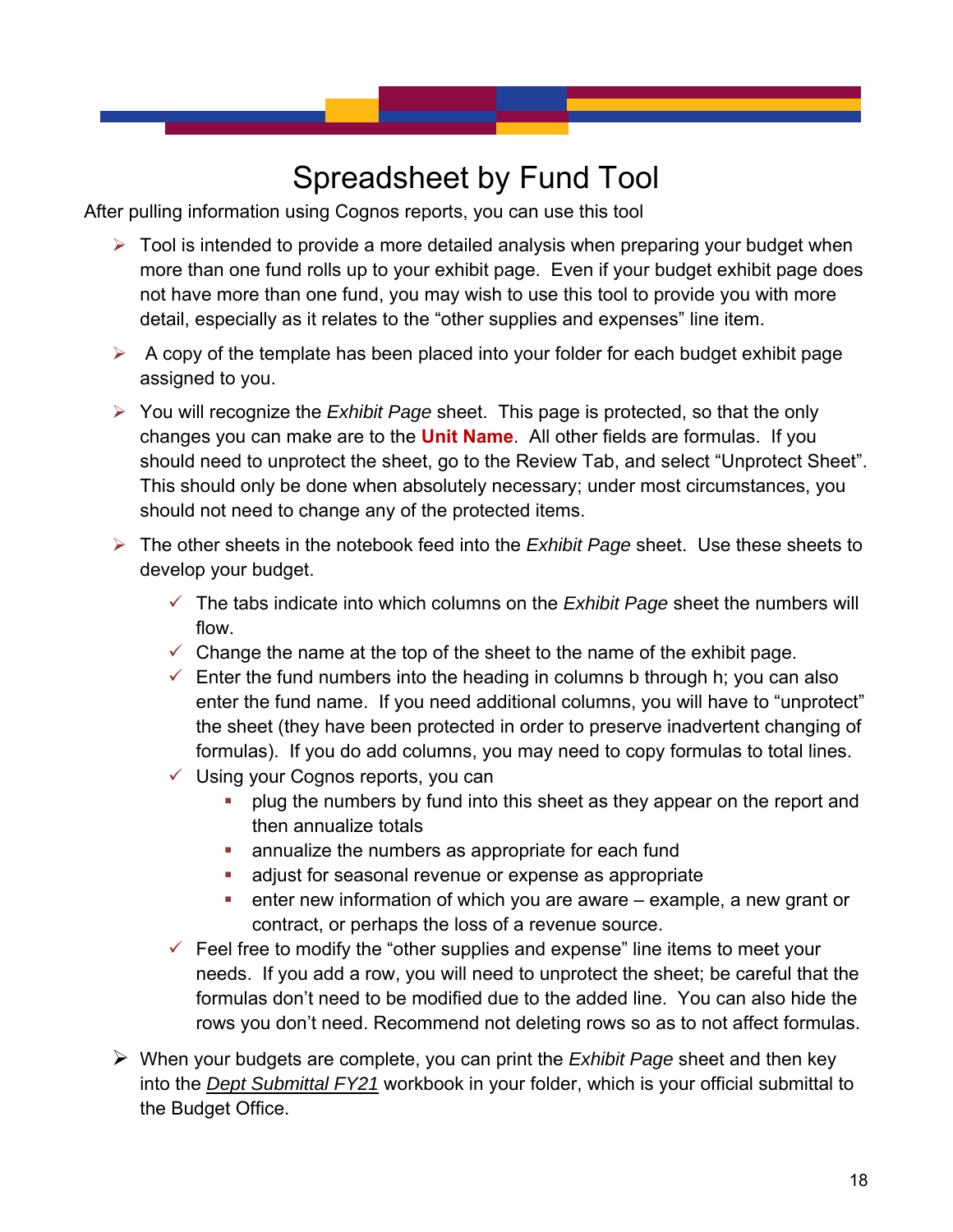# Spreadsheet by Fund Tool

After pulling information using Cognos reports, you can use this tool

- Tool is intended to provide a more detailed analysis when preparing your budget when more than one fund rolls up to your exhibit page. Even if your budget exhibit page does not have more than one fund, you may wish to use this tool to provide you with more detail, especially as it relates to the "other supplies and expenses" line item.
- A copy of the template has been placed into your folder for each budget exhibit page assigned to you.
- You will recognize the *Exhibit Page* sheet. This page is protected, so that the only changes you can make are to the **Unit Name**. All other fields are formulas. If you should need to unprotect the sheet, go to the Review Tab, and select "Unprotect Sheet". This should only be done when absolutely necessary; under most circumstances, you should not need to change any of the protected items.
- The other sheets in the notebook feed into the *Exhibit Page* sheet. Use these sheets to develop your budget.
  - The tabs indicate into which columns on the *Exhibit Page* sheet the numbers will flow.
  - Change the name at the top of the sheet to the name of the exhibit page.
  - Enter the fund numbers into the heading in columns b through h; you can also enter the fund name. If you need additional columns, you will have to "unprotect" the sheet (they have been protected in order to preserve inadvertent changing of formulas). If you do add columns, you may need to copy formulas to total lines.
  - Using your Cognos reports, you can
    - plug the numbers by fund into this sheet as they appear on the report and then annualize totals
    - annualize the numbers as appropriate for each fund
    - adjust for seasonal revenue or expense as appropriate
    - enter new information of which you are aware – example, a new grant or contract, or perhaps the loss of a revenue source.
  - Feel free to modify the "other supplies and expense" line items to meet your needs. If you add a row, you will need to unprotect the sheet; be careful that the formulas don't need to be modified due to the added line. You can also hide the rows you don't need. Recommend not deleting rows so as to not affect formulas.
- When your budgets are complete, you can print the *Exhibit Page* sheet and then key into the ***Dept Submittal FY21*** workbook in your folder, which is your official submittal to the Budget Office.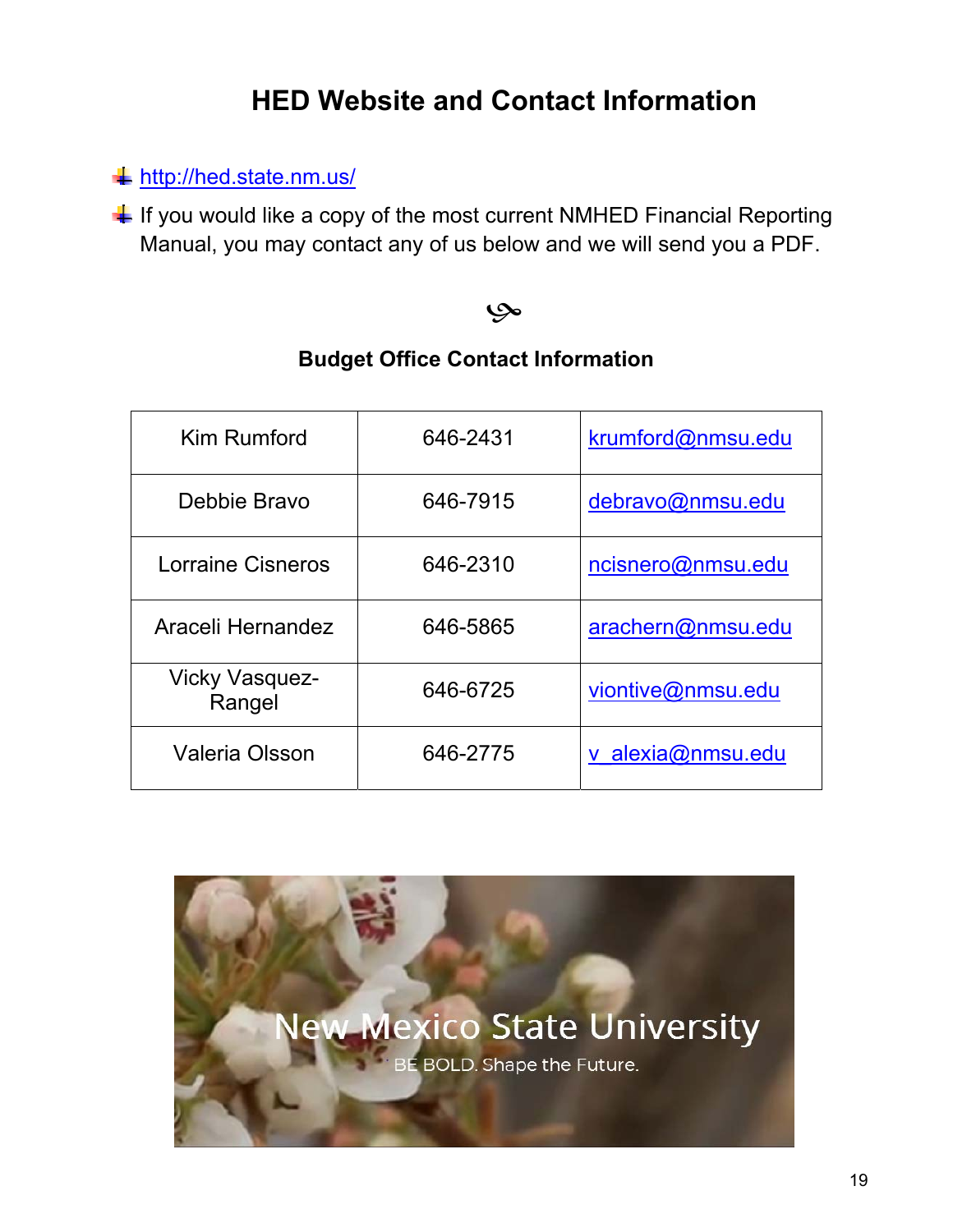# HED Website and Contact Information

- http://hed.state.nm.us/
- If you would like a copy of the most current NMHED Financial Reporting Manual, you may contact any of us below and we will send you a PDF.

## Budget Office Contact Information

| | | |
|---|---|---|
| Kim Rumford | 646-2431 | krumford@nmsu.edu |
| Debbie Bravo | 646-7915 | debravo@nmsu.edu |
| Lorraine Cisneros | 646-2310 | ncisnero@nmsu.edu |
| Araceli Hernandez | 646-5865 | arachern@nmsu.edu |
| Vicky Vasquez-Rangel | 646-6725 | viontive@nmsu.edu |
| Valeria Olsson | 646-2775 | v_alexia@nmsu.edu |

New Mexico State University

BE BOLD. Shape the Future.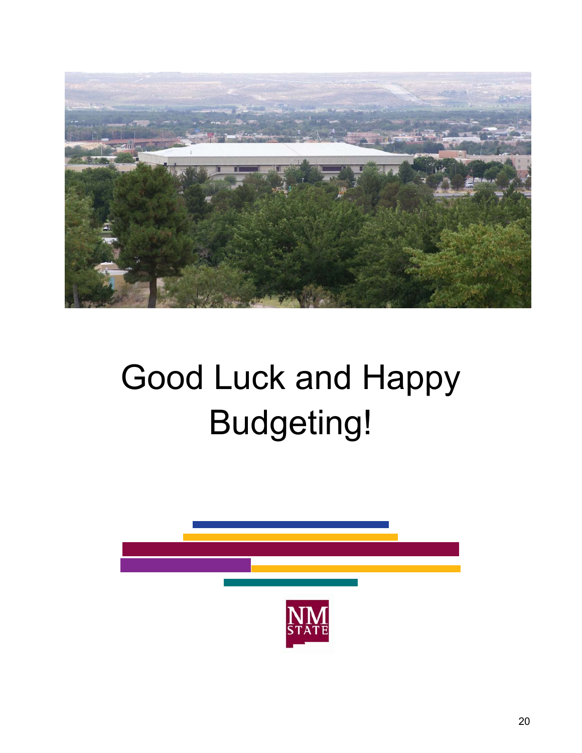# Good Luck and Happy Budgeting!